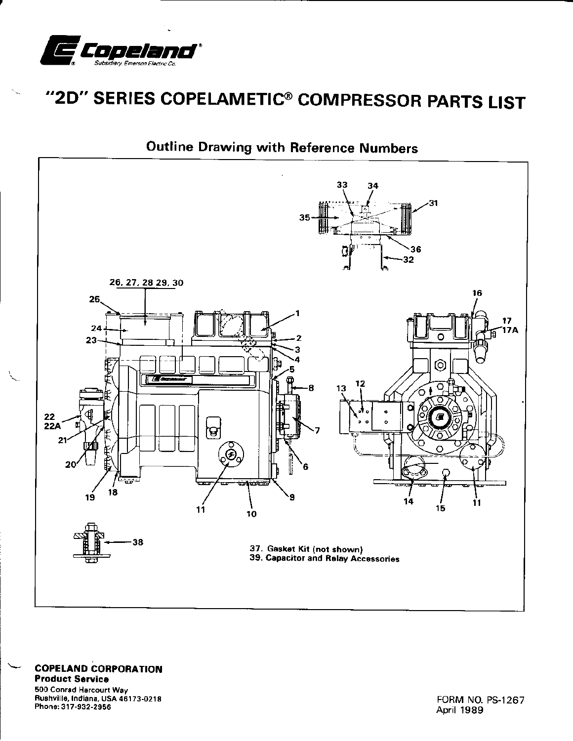Copeland®
Subsidiary, Emerson Electric Co.

# "2D" SERIES COPELAMETIC® COMPRESSOR PARTS LIST

## Outline Drawing with Reference Numbers

37. Gasket Kit (not shown)
39. Capacitor and Relay Accessories

**COPELAND CORPORATION**
**Product Service**
500 Conrad Harcourt Way
Rushville, Indiana, USA 46173-0218
Phone: 317-932-2956

FORM NO. PS-1267
April 1989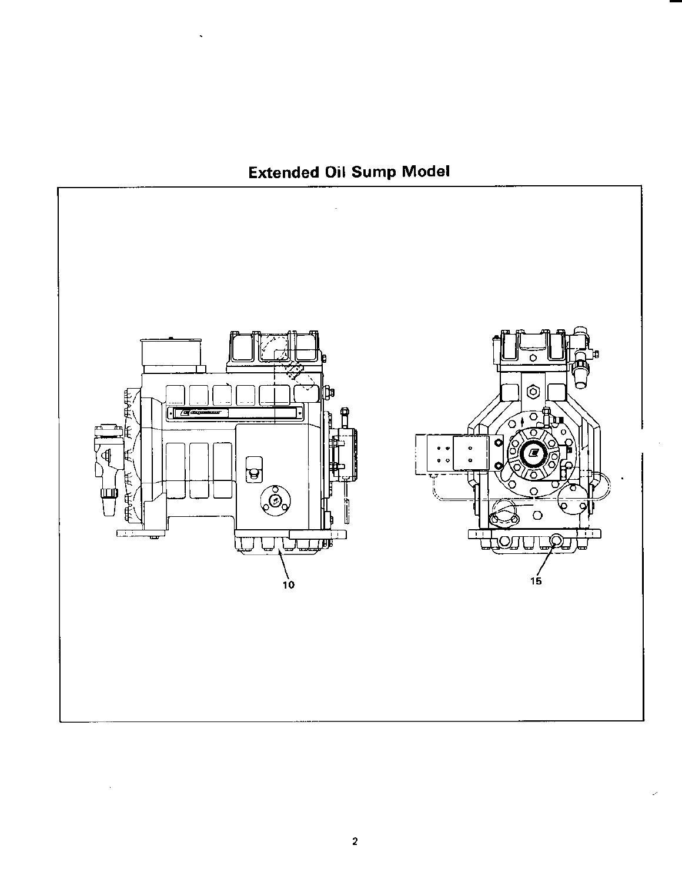## Extended Oil Sump Model

10

15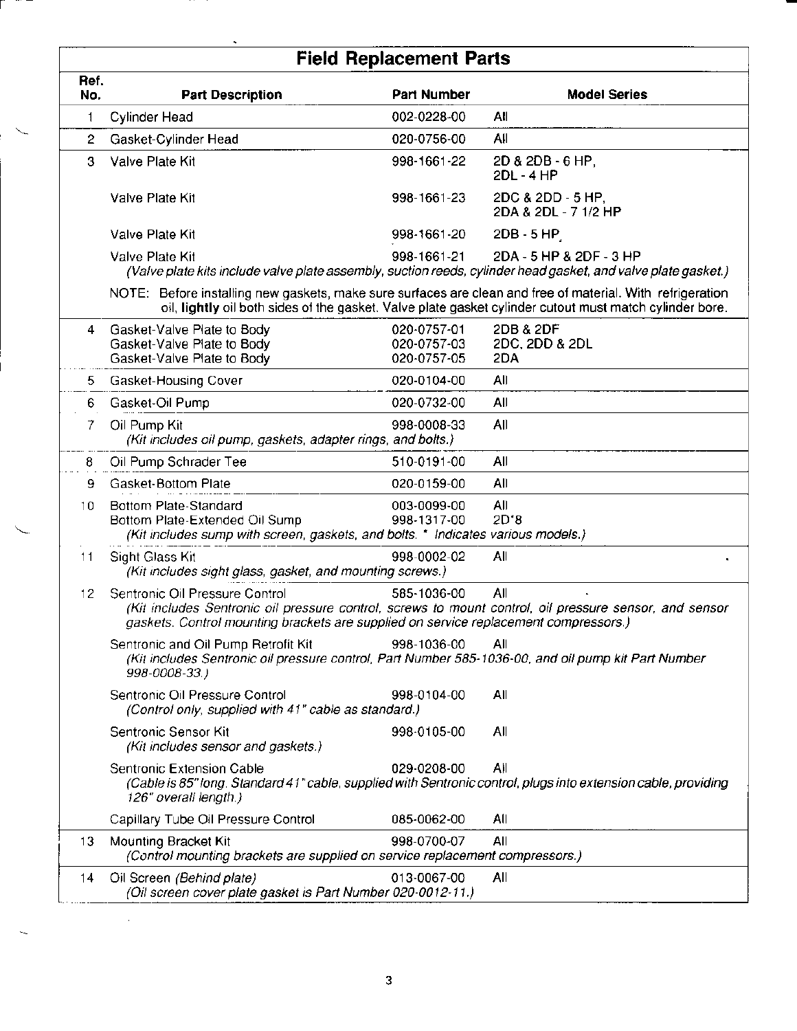## Field Replacement Parts

| Ref. No. | Part Description | Part Number | Model Series |
|---|---|---|---|
| 1 | Cylinder Head | 002-0228-00 | All |
| 2 | Gasket-Cylinder Head | 020-0756-00 | All |
| 3 | Valve Plate Kit | 998-1661-22 | 2D & 2DB - 6 HP, 2DL - 4 HP |
| | Valve Plate Kit | 998-1661-23 | 2DC & 2DD - 5 HP, 2DA & 2DL - 7 1/2 HP |
| | Valve Plate Kit | 998-1661-20 | 2DB - 5 HP |
| | Valve Plate Kit | 998-1661-21 | 2DA - 5 HP & 2DF - 3 HP |
| | *(Valve plate kits include valve plate assembly, suction reeds, cylinder head gasket, and valve plate gasket.)* | | |
| | NOTE: Before installing new gaskets, make sure surfaces are clean and free of material. With refrigeration oil, **lightly** oil both sides of the gasket. Valve plate gasket cylinder cutout must match cylinder bore. | | |
| 4 | Gasket-Valve Plate to Body | 020-0757-01 | 2DB & 2DF |
| | Gasket-Valve Plate to Body | 020-0757-03 | 2DC, 2DD & 2DL |
| | Gasket-Valve Plate to Body | 020-0757-05 | 2DA |
| 5 | Gasket-Housing Cover | 020-0104-00 | All |
| 6 | Gasket-Oil Pump | 020-0732-00 | All |
| 7 | Oil Pump Kit *(Kit includes oil pump, gaskets, adapter rings, and bolts.)* | 998-0008-33 | All |
| 8 | Oil Pump Schrader Tee | 510-0191-00 | All |
| 9 | Gasket-Bottom Plate | 020-0159-00 | All |
| 10 | Bottom Plate-Standard | 003-0099-00 | All |
| | Bottom Plate-Extended Oil Sump *(Kit includes sump with screen, gaskets, and bolts. * Indicates various models.)* | 998-1317-00 | 2D*8 |
| 11 | Sight Glass Kit *(Kit includes sight glass, gasket, and mounting screws.)* | 998-0002-02 | All |
| 12 | Sentronic Oil Pressure Control *(Kit includes Sentronic oil pressure control, screws to mount control, oil pressure sensor, and sensor gaskets. Control mounting brackets are supplied on service replacement compressors.)* | 585-1036-00 | All |
| | Sentronic and Oil Pump Retrofit Kit *(Kit includes Sentronic oil pressure control, Part Number 585-1036-00, and oil pump kit Part Number 998-0008-33.)* | 998-1036-00 | All |
| | Sentronic Oil Pressure Control *(Control only, supplied with 41" cable as standard.)* | 998-0104-00 | All |
| | Sentronic Sensor Kit *(Kit includes sensor and gaskets.)* | 998-0105-00 | All |
| | Sentronic Extension Cable *(Cable is 85" long. Standard 41" cable, supplied with Sentronic control, plugs into extension cable, providing 126" overall length.)* | 029-0208-00 | All |
| | Capillary Tube Oil Pressure Control | 085-0062-00 | All |
| 13 | Mounting Bracket Kit *(Control mounting brackets are supplied on service replacement compressors.)* | 998-0700-07 | All |
| 14 | Oil Screen *(Behind plate)* *(Oil screen cover plate gasket is Part Number 020-0012-11.)* | 013-0067-00 | All |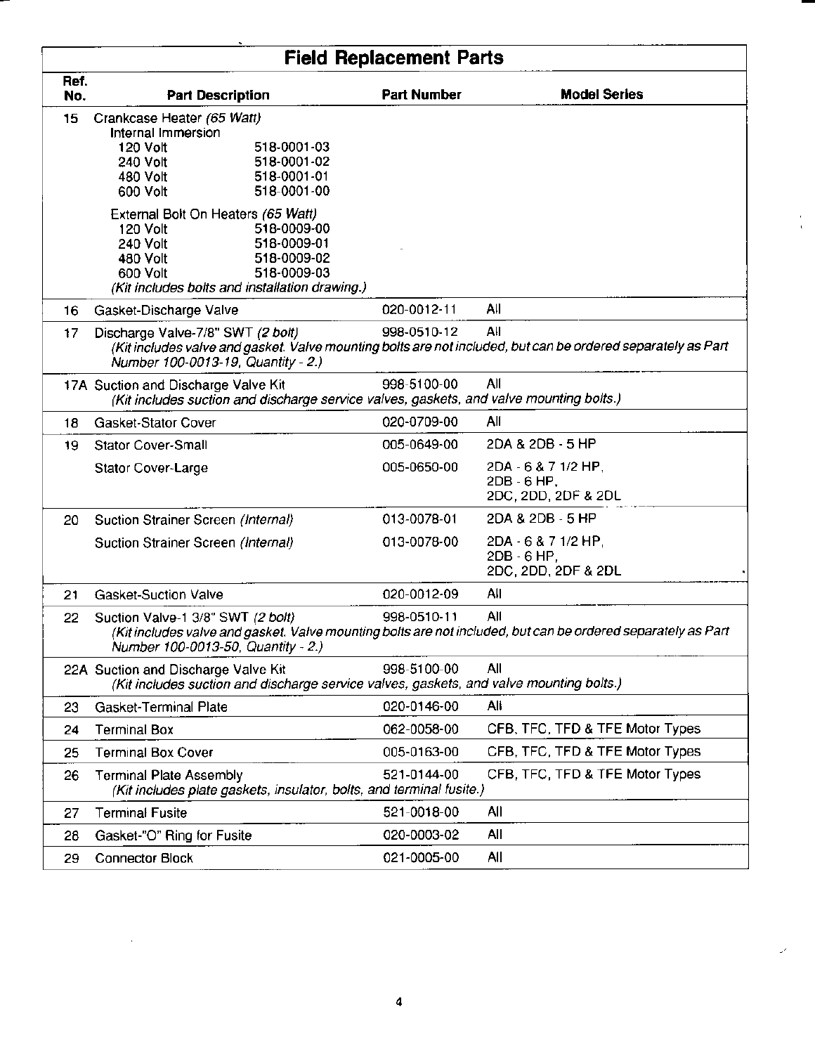## Field Replacement Parts

| Ref. No. | Part Description | Part Number | Model Series |
|---|---|---|---|
| 15 | Crankcase Heater *(65 Watt)* | | |
| | Internal Immersion | | |
| | 120 Volt | 518-0001-03 | |
| | 240 Volt | 518-0001-02 | |
| | 480 Volt | 518-0001-01 | |
| | 600 Volt | 518-0001-00 | |
| | External Bolt On Heaters *(65 Watt)* | | |
| | 120 Volt | 518-0009-00 | |
| | 240 Volt | 518-0009-01 | |
| | 480 Volt | 518-0009-02 | |
| | 600 Volt | 518-0009-03 | |
| | *(Kit includes bolts and installation drawing.)* | | |
| 16 | Gasket-Discharge Valve | 020-0012-11 | All |
| 17 | Discharge Valve-7/8" SWT *(2 bolt)* *(Kit includes valve and gasket. Valve mounting bolts are not included, but can be ordered separately as Part Number 100-0013-19, Quantity - 2.)* | 998-0510-12 | All |
| 17A | Suction and Discharge Valve Kit *(Kit includes suction and discharge service valves, gaskets, and valve mounting bolts.)* | 998-5100-00 | All |
| 18 | Gasket-Stator Cover | 020-0709-00 | All |
| 19 | Stator Cover-Small | 005-0649-00 | 2DA & 2DB - 5 HP |
| | Stator Cover-Large | 005-0650-00 | 2DA - 6 & 7 1/2 HP, 2DB - 6 HP, 2DC, 2DD, 2DF & 2DL |
| 20 | Suction Strainer Screen *(Internal)* | 013-0078-01 | 2DA & 2DB - 5 HP |
| | Suction Strainer Screen *(Internal)* | 013-0078-00 | 2DA - 6 & 7 1/2 HP, 2DB - 6 HP, 2DC, 2DD, 2DF & 2DL |
| 21 | Gasket-Suction Valve | 020-0012-09 | All |
| 22 | Suction Valve-1 3/8" SWT *(2 bolt)* *(Kit includes valve and gasket. Valve mounting bolts are not included, but can be ordered separately as Part Number 100-0013-50, Quantity - 2.)* | 998-0510-11 | All |
| 22A | Suction and Discharge Valve Kit *(Kit includes suction and discharge service valves, gaskets, and valve mounting bolts.)* | 998-5100-00 | All |
| 23 | Gasket-Terminal Plate | 020-0146-00 | All |
| 24 | Terminal Box | 062-0058-00 | CFB, TFC, TFD & TFE Motor Types |
| 25 | Terminal Box Cover | 005-0163-00 | CFB, TFC, TFD & TFE Motor Types |
| 26 | Terminal Plate Assembly *(Kit includes plate gaskets, insulator, bolts, and terminal fusite.)* | 521-0144-00 | CFB, TFC, TFD & TFE Motor Types |
| 27 | Terminal Fusite | 521-0018-00 | All |
| 28 | Gasket-"O" Ring for Fusite | 020-0003-02 | All |
| 29 | Connector Block | 021-0005-00 | All |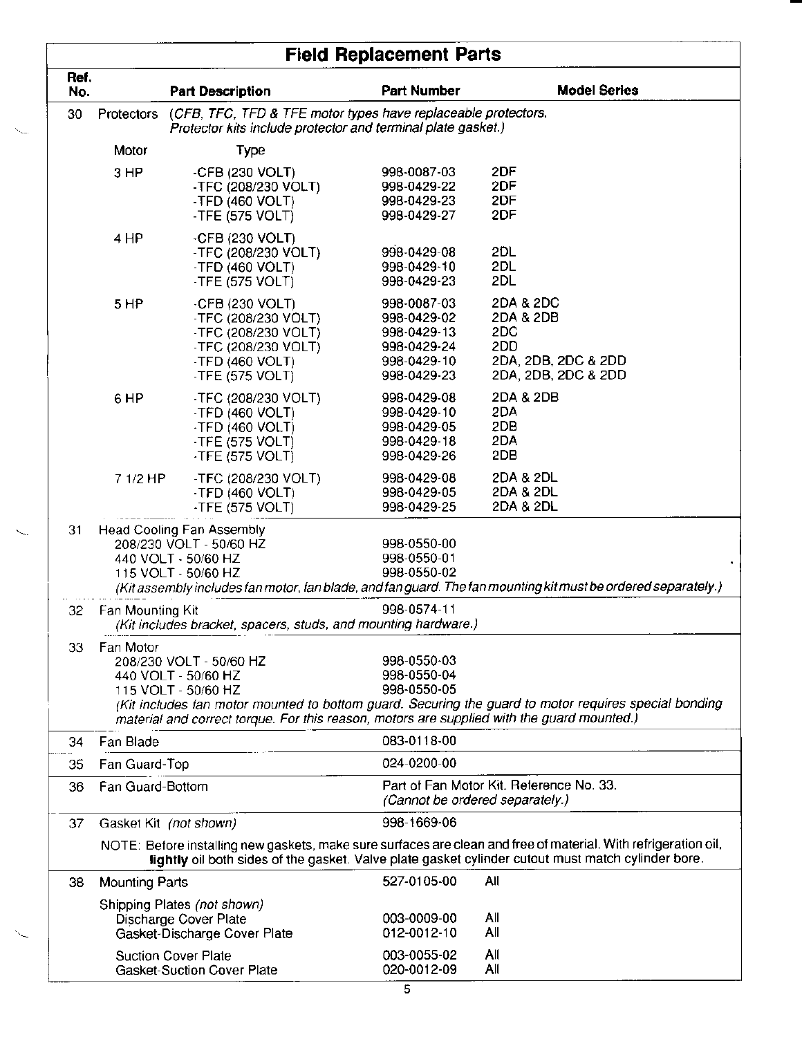# Field Replacement Parts

| Ref. No. | Part Description | | Part Number | Model Series |
|---|---|---|---|---|
| 30 | Protectors *(CFB, TFC, TFD & TFE motor types have replaceable protectors. Protector kits include protector and terminal plate gasket.)* | | | |
| | Motor | Type | | |
| | 3 HP | -CFB (230 VOLT) | 998-0087-03 | 2DF |
| | | -TFC (208/230 VOLT) | 998-0429-22 | 2DF |
| | | -TFD (460 VOLT) | 998-0429-23 | 2DF |
| | | -TFE (575 VOLT) | 998-0429-27 | 2DF |
| | 4 HP | -CFB (230 VOLT) | | |
| | | -TFC (208/230 VOLT) | 998-0429-08 | 2DL |
| | | -TFD (460 VOLT) | 998-0429-10 | 2DL |
| | | -TFE (575 VOLT) | 998-0429-23 | 2DL |
| | 5 HP | -CFB (230 VOLT) | 998-0087-03 | 2DA & 2DC |
| | | -TFC (208/230 VOLT) | 998-0429-02 | 2DA & 2DB |
| | | -TFC (208/230 VOLT) | 998-0429-13 | 2DC |
| | | -TFC (208/230 VOLT) | 998-0429-24 | 2DD |
| | | -TFD (460 VOLT) | 998-0429-10 | 2DA, 2DB, 2DC & 2DD |
| | | -TFE (575 VOLT) | 998-0429-23 | 2DA, 2DB, 2DC & 2DD |
| | 6 HP | -TFC (208/230 VOLT) | 998-0429-08 | 2DA & 2DB |
| | | -TFD (460 VOLT) | 998-0429-10 | 2DA |
| | | -TFD (460 VOLT) | 998-0429-05 | 2DB |
| | | -TFE (575 VOLT) | 998-0429-18 | 2DA |
| | | -TFE (575 VOLT) | 998-0429-26 | 2DB |
| | 7 1/2 HP | -TFC (208/230 VOLT) | 998-0429-08 | 2DA & 2DL |
| | | -TFD (460 VOLT) | 998-0429-05 | 2DA & 2DL |
| | | -TFE (575 VOLT) | 998-0429-25 | 2DA & 2DL |
| 31 | Head Cooling Fan Assembly | | | |
| | 208/230 VOLT - 50/60 HZ | | 998-0550-00 | |
| | 440 VOLT - 50/60 HZ | | 998-0550-01 | |
| | 115 VOLT - 50/60 HZ | | 998-0550-02 | |
| | *(Kit assembly includes fan motor, fan blade, and fan guard. The fan mounting kit must be ordered separately.)* | | | |
| 32 | Fan Mounting Kit *(Kit includes bracket, spacers, studs, and mounting hardware.)* | | 998-0574-11 | |
| 33 | Fan Motor | | | |
| | 208/230 VOLT - 50/60 HZ | | 998-0550-03 | |
| | 440 VOLT - 50/60 HZ | | 998-0550-04 | |
| | 115 VOLT - 50/60 HZ | | 998-0550-05 | |
| | *(Kit includes fan motor mounted to bottom guard. Securing the guard to motor requires special bonding material and correct torque. For this reason, motors are supplied with the guard mounted.)* | | | |
| 34 | Fan Blade | | 083-0118-00 | |
| 35 | Fan Guard-Top | | 024-0200-00 | |
| 36 | Fan Guard-Bottom | | Part of Fan Motor Kit. Reference No. 33. *(Cannot be ordered separately.)* | |
| 37 | Gasket Kit *(not shown)* | | 998-1669-06 | |
| | NOTE: Before installing new gaskets, make sure surfaces are clean and free of material. With refrigeration oil, **lightly** oil both sides of the gasket. Valve plate gasket cylinder cutout must match cylinder bore. | | | |
| 38 | Mounting Parts | | 527-0105-00 | All |
| | Shipping Plates *(not shown)* | | | |
| | Discharge Cover Plate | | 003-0009-00 | All |
| | Gasket-Discharge Cover Plate | | 012-0012-10 | All |
| | Suction Cover Plate | | 003-0055-02 | All |
| | Gasket-Suction Cover Plate | | 020-0012-09 | All |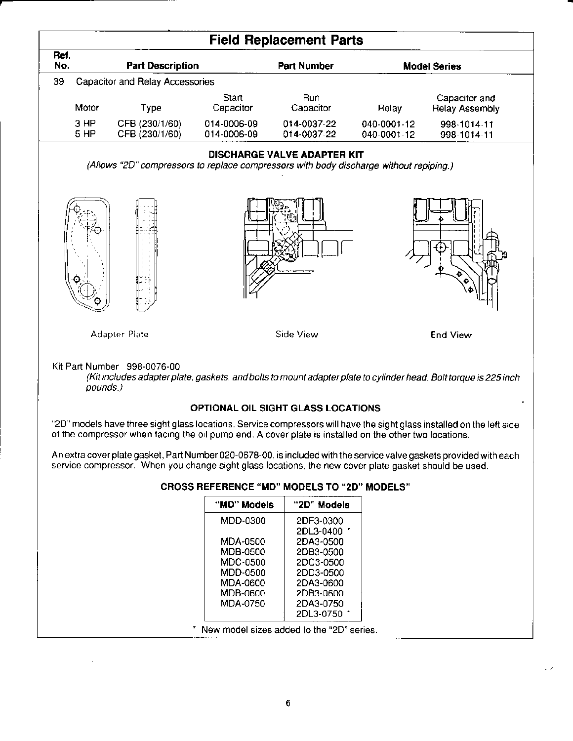# Field Replacement Parts

| Ref. No. | Part Description | Part Number | Model Series |
|---|---|---|---|
| 39 | Capacitor and Relay Accessories | | |

| Motor | Type | Start Capacitor | Run Capacitor | Relay | Capacitor and Relay Assembly |
|---|---|---|---|---|---|
| 3 HP | CFB (230/1/60) | 014-0006-09 | 014-0037-22 | 040-0001-12 | 998-1014-11 |
| 5 HP | CFB (230/1/60) | 014-0006-09 | 014-0037-22 | 040-0001-12 | 998-1014-11 |

## DISCHARGE VALVE ADAPTER KIT

*(Allows "2D" compressors to replace compressors with body discharge without repiping.)*

Adapter Plate

Side View

End View

Kit Part Number 998-0076-00

*(Kit includes adapter plate, gaskets, and bolts to mount adapter plate to cylinder head. Bolt torque is 225 inch pounds.)*

## OPTIONAL OIL SIGHT GLASS LOCATIONS

"2D" models have three sight glass locations. Service compressors will have the sight glass installed on the left side of the compressor when facing the oil pump end. A cover plate is installed on the other two locations.

An extra cover plate gasket, Part Number 020-0678-00, is included with the service valve gaskets provided with each service compressor. When you change sight glass locations, the new cover plate gasket should be used.

## CROSS REFERENCE "MD" MODELS TO "2D" MODELS"

| "MD" Models | "2D" Models |
|---|---|
| MDD-0300 | 2DF3-0300 |
| | 2DL3-0400 * |
| MDA-0500 | 2DA3-0500 |
| MDB-0500 | 2DB3-0500 |
| MDC-0500 | 2DC3-0500 |
| MDD-0500 | 2DD3-0500 |
| MDA-0600 | 2DA3-0600 |
| MDB-0600 | 2DB3-0600 |
| MDA-0750 | 2DA3-0750 |
| | 2DL3-0750 * |

\* New model sizes added to the "2D" series.